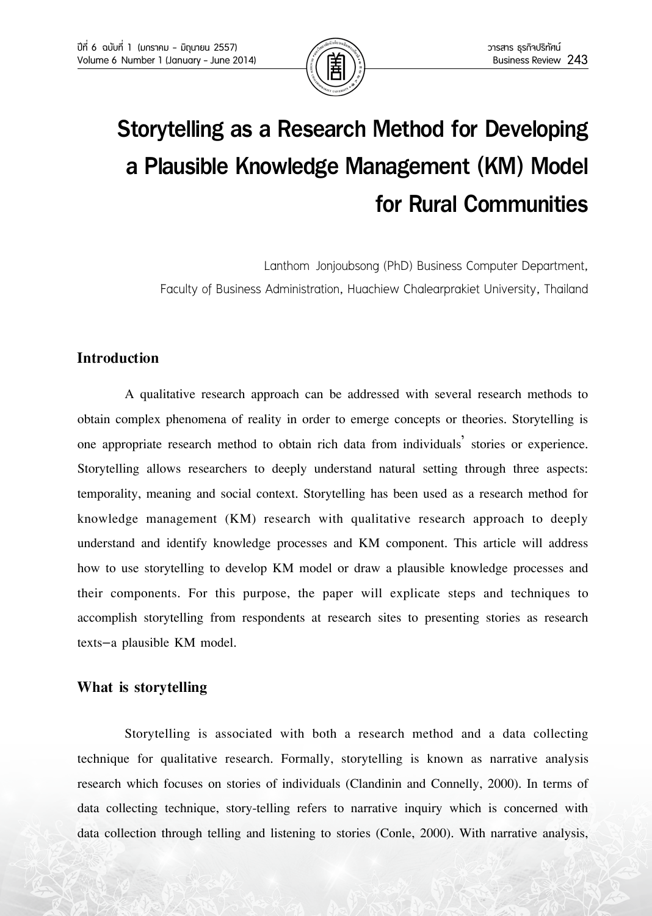# Storytelling as a Research Method for Developing a Plausible Knowledge Management (KM) Model for Rural Communities

Lanthom Jonjoubsong (PhD) Business Computer Department, Faculty of Business Administration, Huachiew Chalearprakiet University, Thailand

## Introduction

A qualitative research approach can be addressed with several research methods to obtain complex phenomena of reality in order to emerge concepts or theories. Storytelling is one appropriate research method to obtain rich data from individuals' stories or experience. Storytelling allows researchers to deeply understand natural setting through three aspects: temporality, meaning and social context. Storytelling has been used as a research method for knowledge management (KM) research with qualitative research approach to deeply understand and identify knowledge processes and KM component. This article will address how to use storytelling to develop KM model or draw a plausible knowledge processes and their components. For this purpose, the paper will explicate steps and techniques to accomplish storytelling from respondents at research sites to presenting stories as research texts–a plausible KM model.

## What is storytelling

Storytelling is associated with both a research method and a data collecting technique for qualitative research. Formally, storytelling is known as narrative analysis research which focuses on stories of individuals (Clandinin and Connelly, 2000). In terms of data collecting technique, story-telling refers to narrative inquiry which is concerned with data collection through telling and listening to stories (Conle, 2000). With narrative analysis,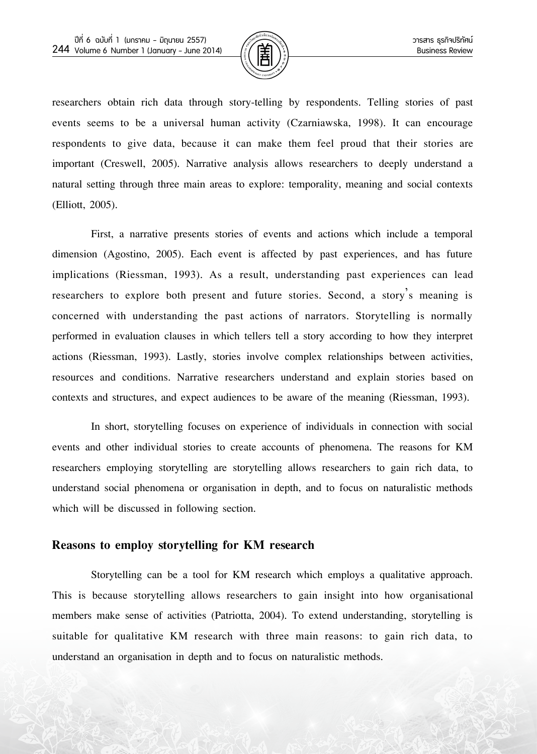researchers obtain rich data through story-telling by respondents. Telling stories of past events seems to be a universal human activity (Czarniawska, 1998). It can encourage respondents to give data, because it can make them feel proud that their stories are important (Creswell, 2005). Narrative analysis allows researchers to deeply understand a natural setting through three main areas to explore: temporality, meaning and social contexts (Elliott, 2005).

First, a narrative presents stories of events and actions which include a temporal dimension (Agostino, 2005). Each event is affected by past experiences, and has future implications (Riessman, 1993). As a result, understanding past experiences can lead researchers to explore both present and future stories. Second, a story's meaning is concerned with understanding the past actions of narrators. Storytelling is normally performed in evaluation clauses in which tellers tell a story according to how they interpret actions (Riessman, 1993). Lastly, stories involve complex relationships between activities, resources and conditions. Narrative researchers understand and explain stories based on contexts and structures, and expect audiences to be aware of the meaning (Riessman, 1993).

In short, storytelling focuses on experience of individuals in connection with social events and other individual stories to create accounts of phenomena. The reasons for KM researchers employing storytelling are storytelling allows researchers to gain rich data, to understand social phenomena or organisation in depth, and to focus on naturalistic methods which will be discussed in following section.

## Reasons to employ storytelling for KM research

Storytelling can be a tool for KM research which employs a qualitative approach. This is because storytelling allows researchers to gain insight into how organisational members make sense of activities (Patriotta, 2004). To extend understanding, storytelling is suitable for qualitative KM research with three main reasons: to gain rich data, to understand an organisation in depth and to focus on naturalistic methods.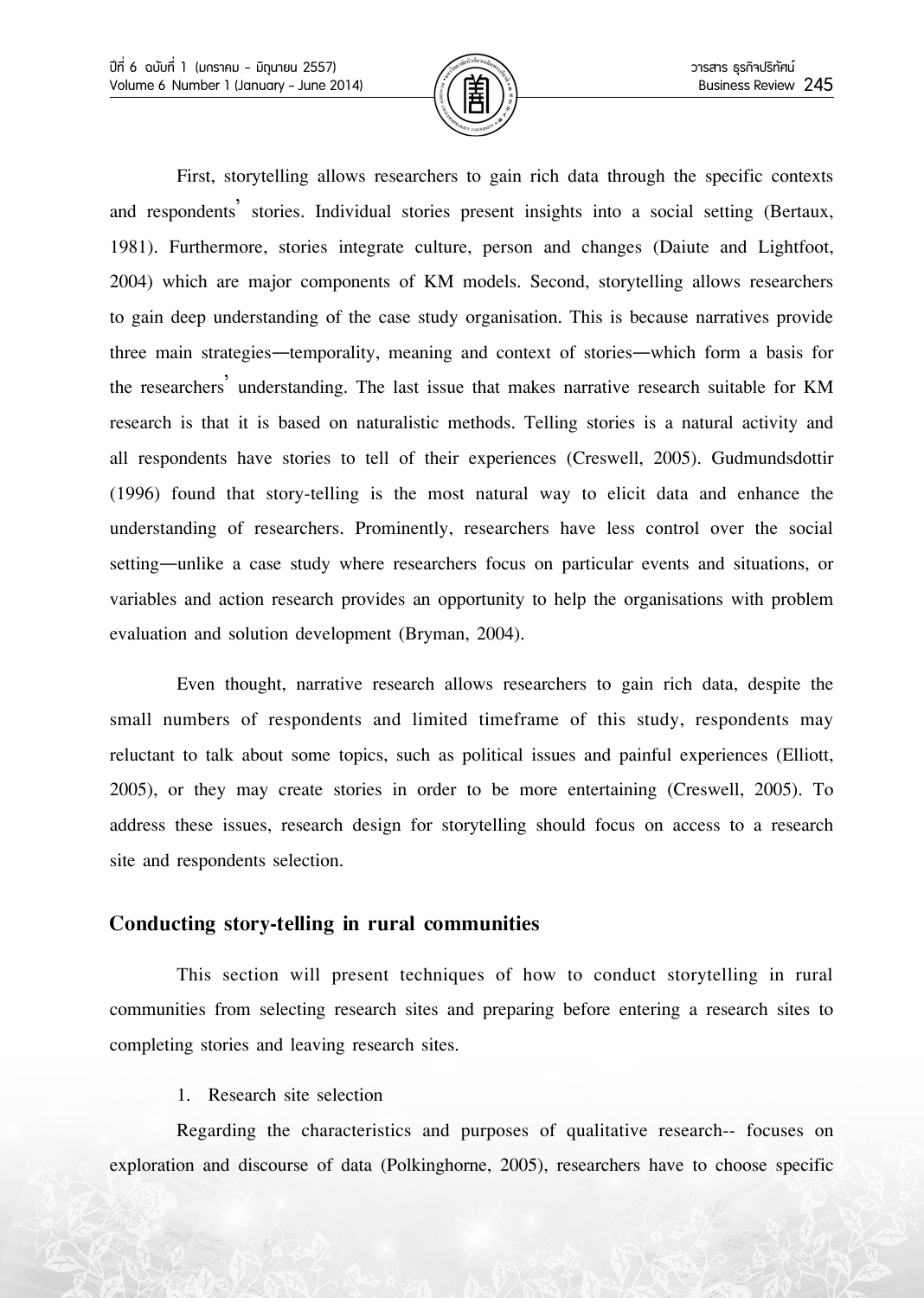First, storytelling allows researchers to gain rich data through the specific contexts and respondents' stories. Individual stories present insights into a social setting (Bertaux, 1981). Furthermore, stories integrate culture, person and changes (Daiute and Lightfoot, 2004) which are major components of KM models. Second, storytelling allows researchers to gain deep understanding of the case study organisation. This is because narratives provide three main strategies—temporality, meaning and context of stories—which form a basis for the researchers' understanding. The last issue that makes narrative research suitable for KM research is that it is based on naturalistic methods. Telling stories is a natural activity and all respondents have stories to tell of their experiences (Creswell, 2005). Gudmundsdottir (1996) found that story-telling is the most natural way to elicit data and enhance the understanding of researchers. Prominently, researchers have less control over the social setting—unlike a case study where researchers focus on particular events and situations, or variables and action research provides an opportunity to help the organisations with problem evaluation and solution development (Bryman, 2004).

Even thought, narrative research allows researchers to gain rich data, despite the small numbers of respondents and limited timeframe of this study, respondents may reluctant to talk about some topics, such as political issues and painful experiences (Elliott, 2005), or they may create stories in order to be more entertaining (Creswell, 2005). To address these issues, research design for storytelling should focus on access to a research site and respondents selection.

## Conducting story-telling in rural communities

This section will present techniques of how to conduct storytelling in rural communities from selecting research sites and preparing before entering a research sites to completing stories and leaving research sites.

1. Research site selection

Regarding the characteristics and purposes of qualitative research-- focuses on exploration and discourse of data (Polkinghorne, 2005), researchers have to choose specific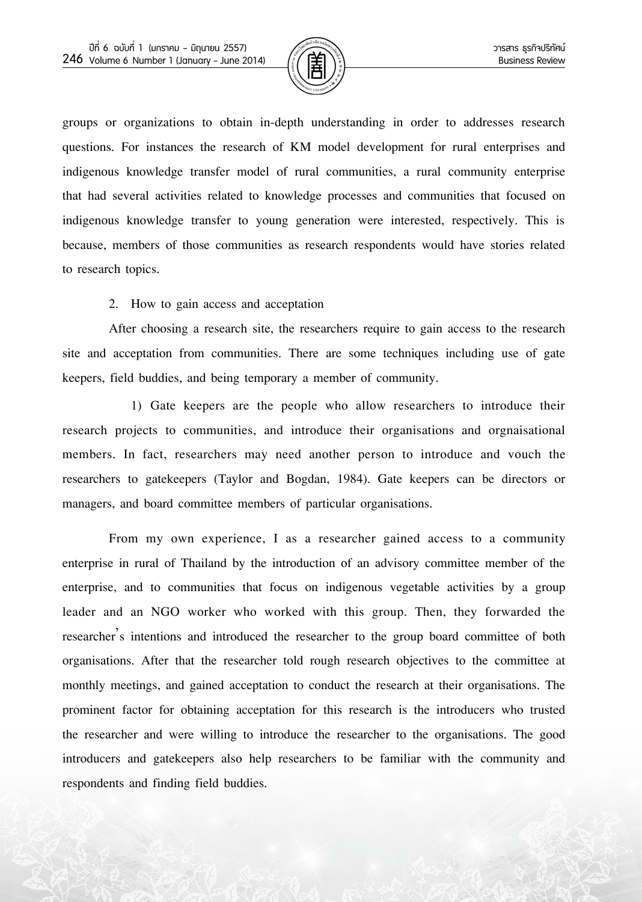groups or organizations to obtain in-depth understanding in order to addresses research questions. For instances the research of KM model development for rural enterprises and indigenous knowledge transfer model of rural communities, a rural community enterprise that had several activities related to knowledge processes and communities that focused on indigenous knowledge transfer to young generation were interested, respectively. This is because, members of those communities as research respondents would have stories related to research topics.

2. How to gain access and acceptation

After choosing a research site, the researchers require to gain access to the research site and acceptation from communities. There are some techniques including use of gate keepers, field buddies, and being temporary a member of community.

1) Gate keepers are the people who allow researchers to introduce their research projects to communities, and introduce their organisations and orgnaisational members. In fact, researchers may need another person to introduce and vouch the researchers to gatekeepers (Taylor and Bogdan, 1984). Gate keepers can be directors or managers, and board committee members of particular organisations.

From my own experience, I as a researcher gained access to a community enterprise in rural of Thailand by the introduction of an advisory committee member of the enterprise, and to communities that focus on indigenous vegetable activities by a group leader and an NGO worker who worked with this group. Then, they forwarded the researcher's intentions and introduced the researcher to the group board committee of both organisations. After that the researcher told rough research objectives to the committee at monthly meetings, and gained acceptation to conduct the research at their organisations. The prominent factor for obtaining acceptation for this research is the introducers who trusted the researcher and were willing to introduce the researcher to the organisations. The good introducers and gatekeepers also help researchers to be familiar with the community and respondents and finding field buddies.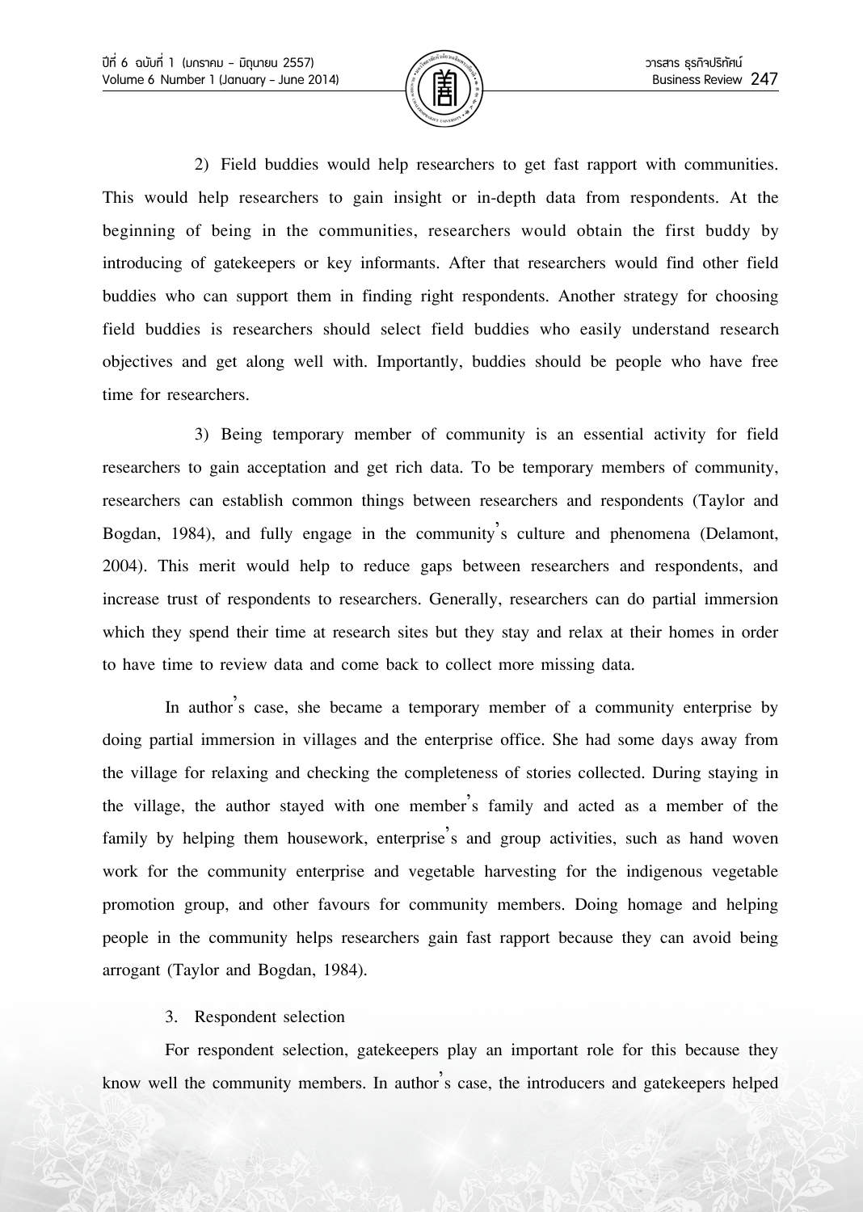2) Field buddies would help researchers to get fast rapport with communities. This would help researchers to gain insight or in-depth data from respondents. At the beginning of being in the communities, researchers would obtain the first buddy by introducing of gatekeepers or key informants. After that researchers would find other field buddies who can support them in finding right respondents. Another strategy for choosing field buddies is researchers should select field buddies who easily understand research objectives and get along well with. Importantly, buddies should be people who have free time for researchers.

3) Being temporary member of community is an essential activity for field researchers to gain acceptation and get rich data. To be temporary members of community, researchers can establish common things between researchers and respondents (Taylor and Bogdan, 1984), and fully engage in the community's culture and phenomena (Delamont, 2004). This merit would help to reduce gaps between researchers and respondents, and increase trust of respondents to researchers. Generally, researchers can do partial immersion which they spend their time at research sites but they stay and relax at their homes in order to have time to review data and come back to collect more missing data.

In author's case, she became a temporary member of a community enterprise by doing partial immersion in villages and the enterprise office. She had some days away from the village for relaxing and checking the completeness of stories collected. During staying in the village, the author stayed with one member's family and acted as a member of the family by helping them housework, enterprise's and group activities, such as hand woven work for the community enterprise and vegetable harvesting for the indigenous vegetable promotion group, and other favours for community members. Doing homage and helping people in the community helps researchers gain fast rapport because they can avoid being arrogant (Taylor and Bogdan, 1984).

3. Respondent selection

For respondent selection, gatekeepers play an important role for this because they know well the community members. In author's case, the introducers and gatekeepers helped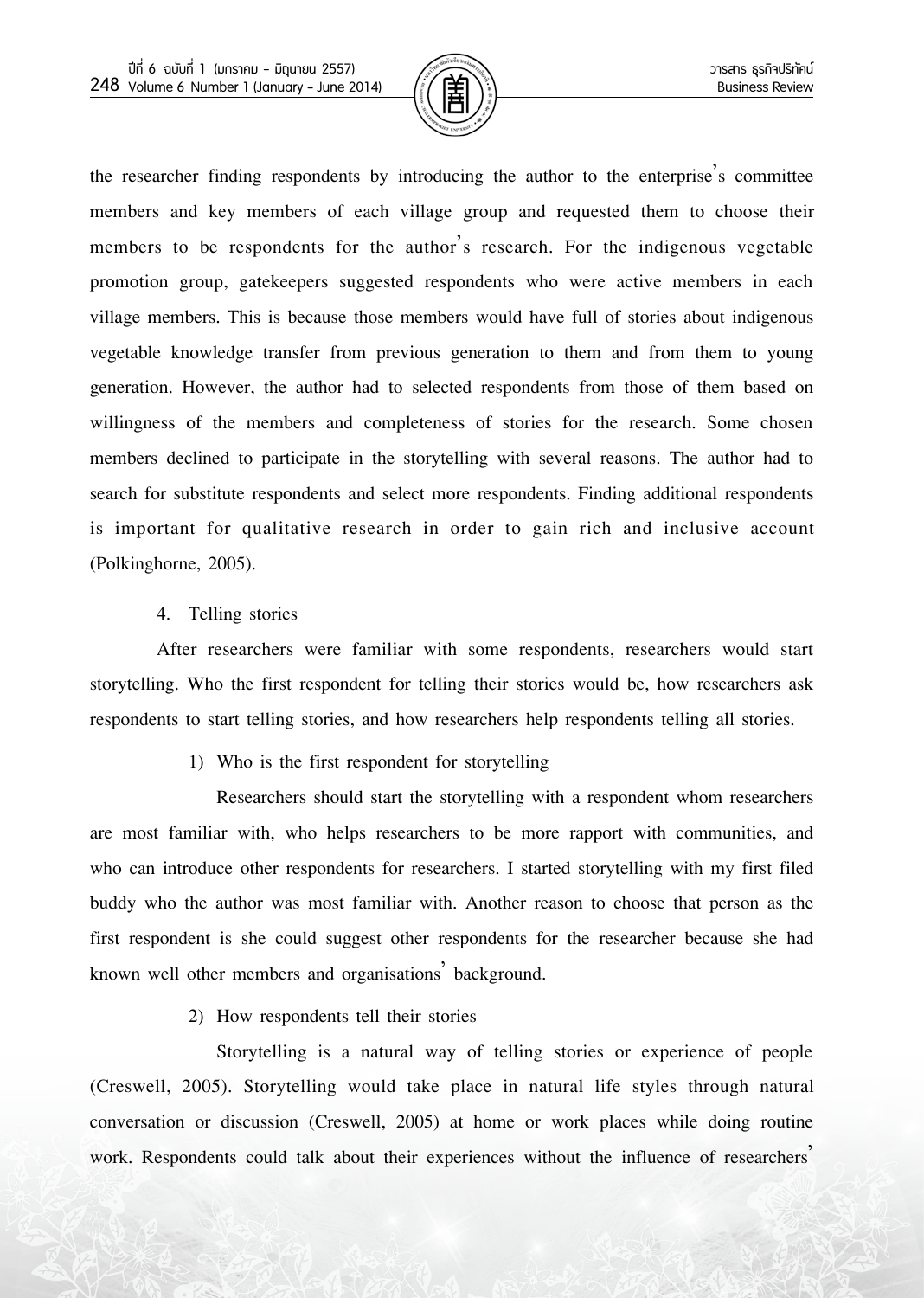the researcher finding respondents by introducing the author to the enterprise's committee members and key members of each village group and requested them to choose their members to be respondents for the author's research. For the indigenous vegetable promotion group, gatekeepers suggested respondents who were active members in each village members. This is because those members would have full of stories about indigenous vegetable knowledge transfer from previous generation to them and from them to young generation. However, the author had to selected respondents from those of them based on willingness of the members and completeness of stories for the research. Some chosen members declined to participate in the storytelling with several reasons. The author had to search for substitute respondents and select more respondents. Finding additional respondents is important for qualitative research in order to gain rich and inclusive account (Polkinghorne, 2005).

4. Telling stories

After researchers were familiar with some respondents, researchers would start storytelling. Who the first respondent for telling their stories would be, how researchers ask respondents to start telling stories, and how researchers help respondents telling all stories.

1) Who is the first respondent for storytelling

Researchers should start the storytelling with a respondent whom researchers are most familiar with, who helps researchers to be more rapport with communities, and who can introduce other respondents for researchers. I started storytelling with my first filed buddy who the author was most familiar with. Another reason to choose that person as the first respondent is she could suggest other respondents for the researcher because she had known well other members and organisations' background.

2) How respondents tell their stories

Storytelling is a natural way of telling stories or experience of people (Creswell, 2005). Storytelling would take place in natural life styles through natural conversation or discussion (Creswell, 2005) at home or work places while doing routine work. Respondents could talk about their experiences without the influence of researchers'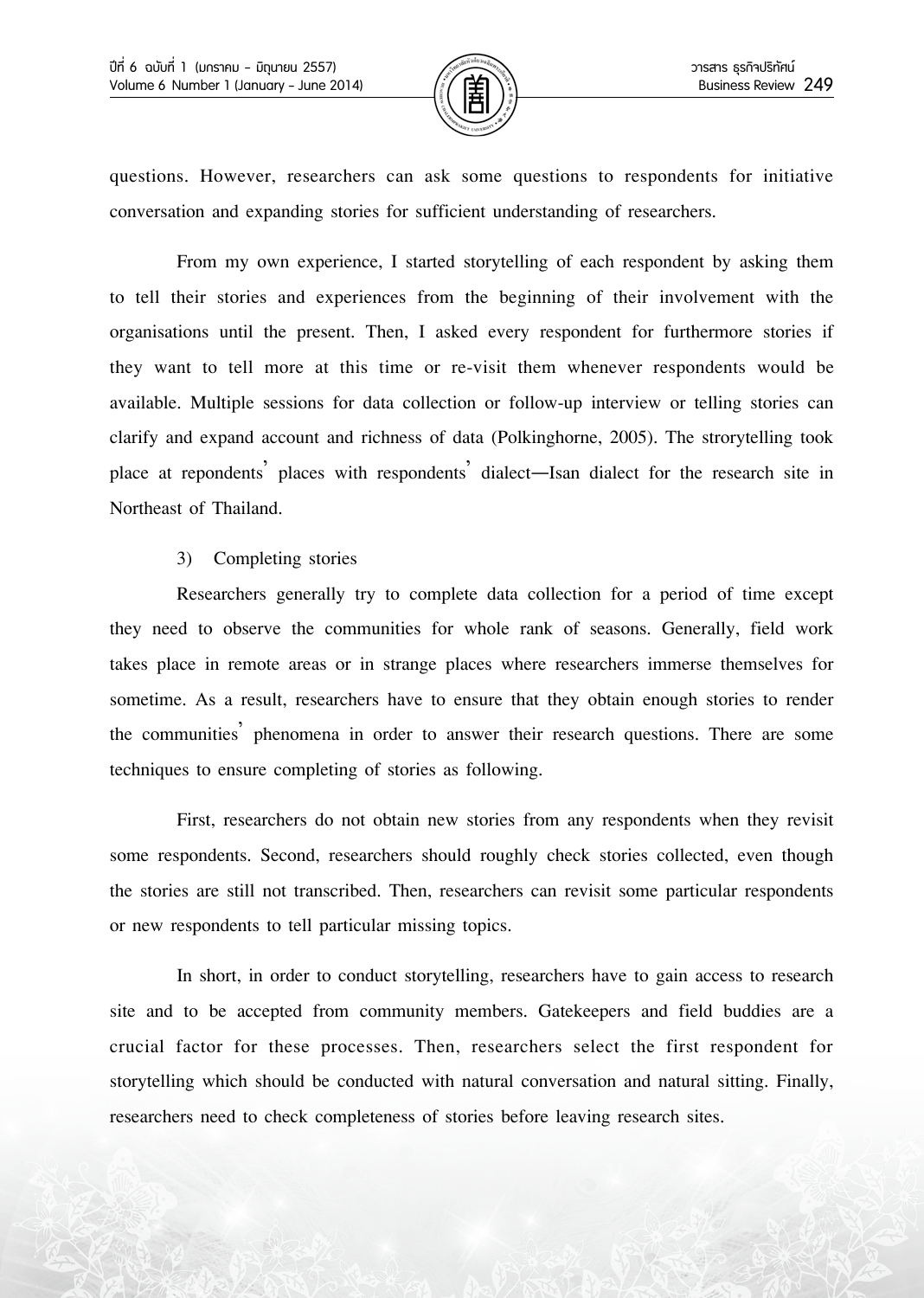questions. However, researchers can ask some questions to respondents for initiative conversation and expanding stories for sufficient understanding of researchers.

From my own experience, I started storytelling of each respondent by asking them to tell their stories and experiences from the beginning of their involvement with the organisations until the present. Then, I asked every respondent for furthermore stories if they want to tell more at this time or re-visit them whenever respondents would be available. Multiple sessions for data collection or follow-up interview or telling stories can clarify and expand account and richness of data (Polkinghorne, 2005). The strorytelling took place at repondents' places with respondents' dialect—Isan dialect for the research site in Northeast of Thailand.

3) Completing stories

Researchers generally try to complete data collection for a period of time except they need to observe the communities for whole rank of seasons. Generally, field work takes place in remote areas or in strange places where researchers immerse themselves for sometime. As a result, researchers have to ensure that they obtain enough stories to render the communities' phenomena in order to answer their research questions. There are some techniques to ensure completing of stories as following.

First, researchers do not obtain new stories from any respondents when they revisit some respondents. Second, researchers should roughly check stories collected, even though the stories are still not transcribed. Then, researchers can revisit some particular respondents or new respondents to tell particular missing topics.

In short, in order to conduct storytelling, researchers have to gain access to research site and to be accepted from community members. Gatekeepers and field buddies are a crucial factor for these processes. Then, researchers select the first respondent for storytelling which should be conducted with natural conversation and natural sitting. Finally, researchers need to check completeness of stories before leaving research sites.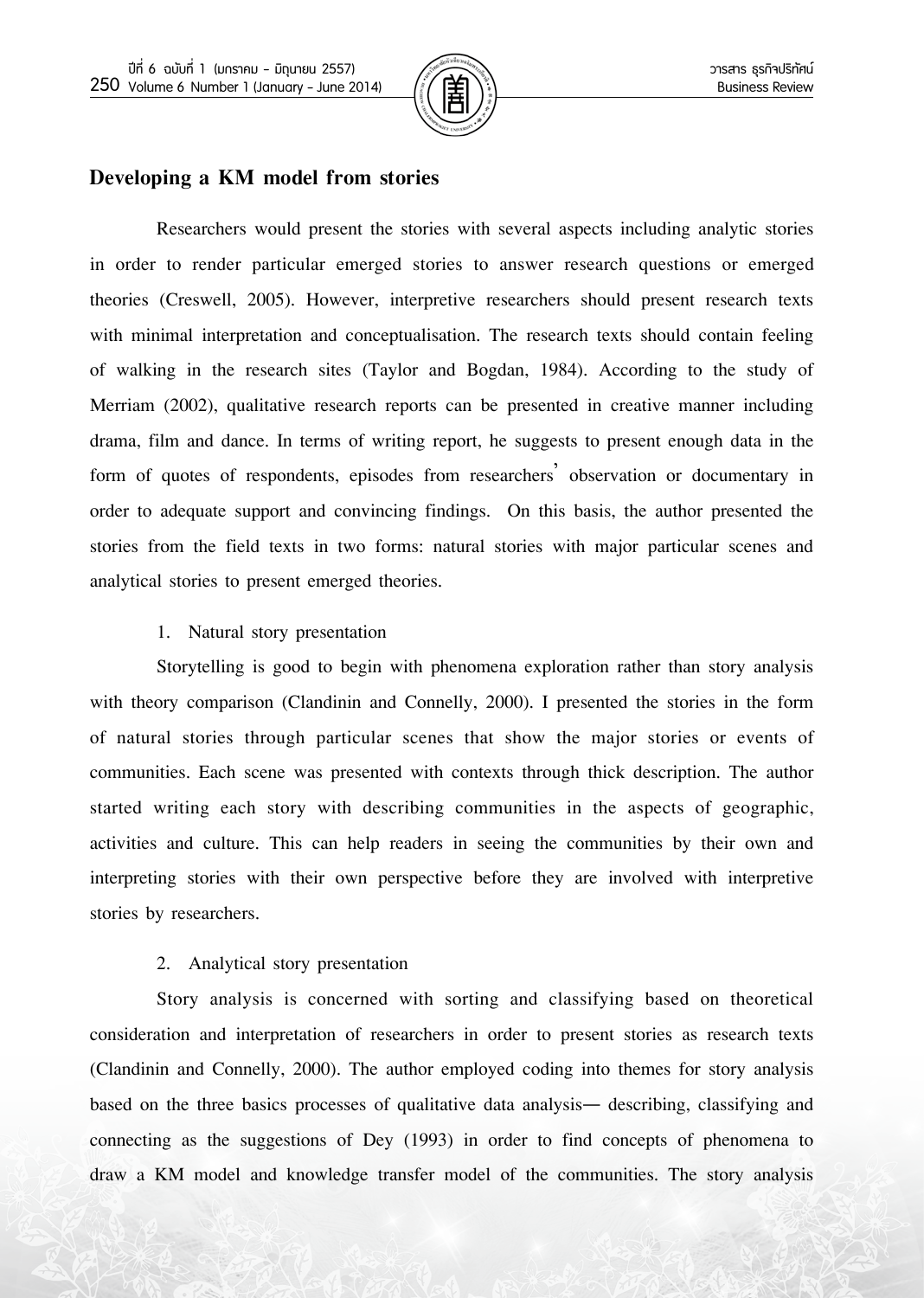## Developing a KM model from stories

Researchers would present the stories with several aspects including analytic stories in order to render particular emerged stories to answer research questions or emerged theories (Creswell, 2005). However, interpretive researchers should present research texts with minimal interpretation and conceptualisation. The research texts should contain feeling of walking in the research sites (Taylor and Bogdan, 1984). According to the study of Merriam (2002), qualitative research reports can be presented in creative manner including drama, film and dance. In terms of writing report, he suggests to present enough data in the form of quotes of respondents, episodes from researchers' observation or documentary in order to adequate support and convincing findings. On this basis, the author presented the stories from the field texts in two forms: natural stories with major particular scenes and analytical stories to present emerged theories.

1. Natural story presentation

Storytelling is good to begin with phenomena exploration rather than story analysis with theory comparison (Clandinin and Connelly, 2000). I presented the stories in the form of natural stories through particular scenes that show the major stories or events of communities. Each scene was presented with contexts through thick description. The author started writing each story with describing communities in the aspects of geographic, activities and culture. This can help readers in seeing the communities by their own and interpreting stories with their own perspective before they are involved with interpretive stories by researchers.

2. Analytical story presentation

Story analysis is concerned with sorting and classifying based on theoretical consideration and interpretation of researchers in order to present stories as research texts (Clandinin and Connelly, 2000). The author employed coding into themes for story analysis based on the three basics processes of qualitative data analysis— describing, classifying and connecting as the suggestions of Dey (1993) in order to find concepts of phenomena to draw a KM model and knowledge transfer model of the communities. The story analysis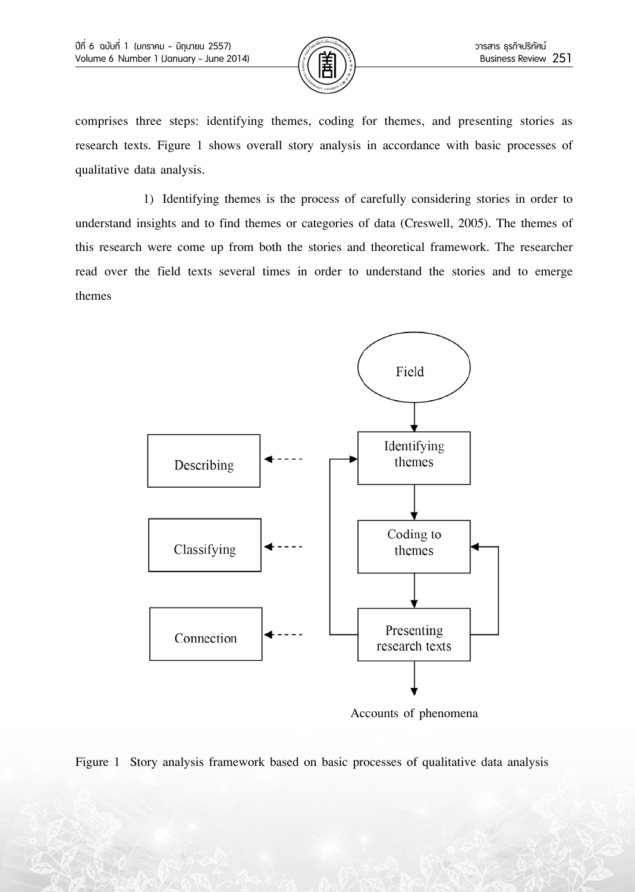comprises three steps: identifying themes, coding for themes, and presenting stories as research texts. Figure 1 shows overall story analysis in accordance with basic processes of qualitative data analysis.

1) Identifying themes is the process of carefully considering stories in order to understand insights and to find themes or categories of data (Creswell, 2005). The themes of this research were come up from both the stories and theoretical framework. The researcher read over the field texts several times in order to understand the stories and to emerge themes

Field → Identifying themes → Coding to themes → Presenting research texts → Accounts of phenomena

Describing ← Identifying themes

Classifying ← Coding to themes

Connection ← Presenting research texts

Figure 1 Story analysis framework based on basic processes of qualitative data analysis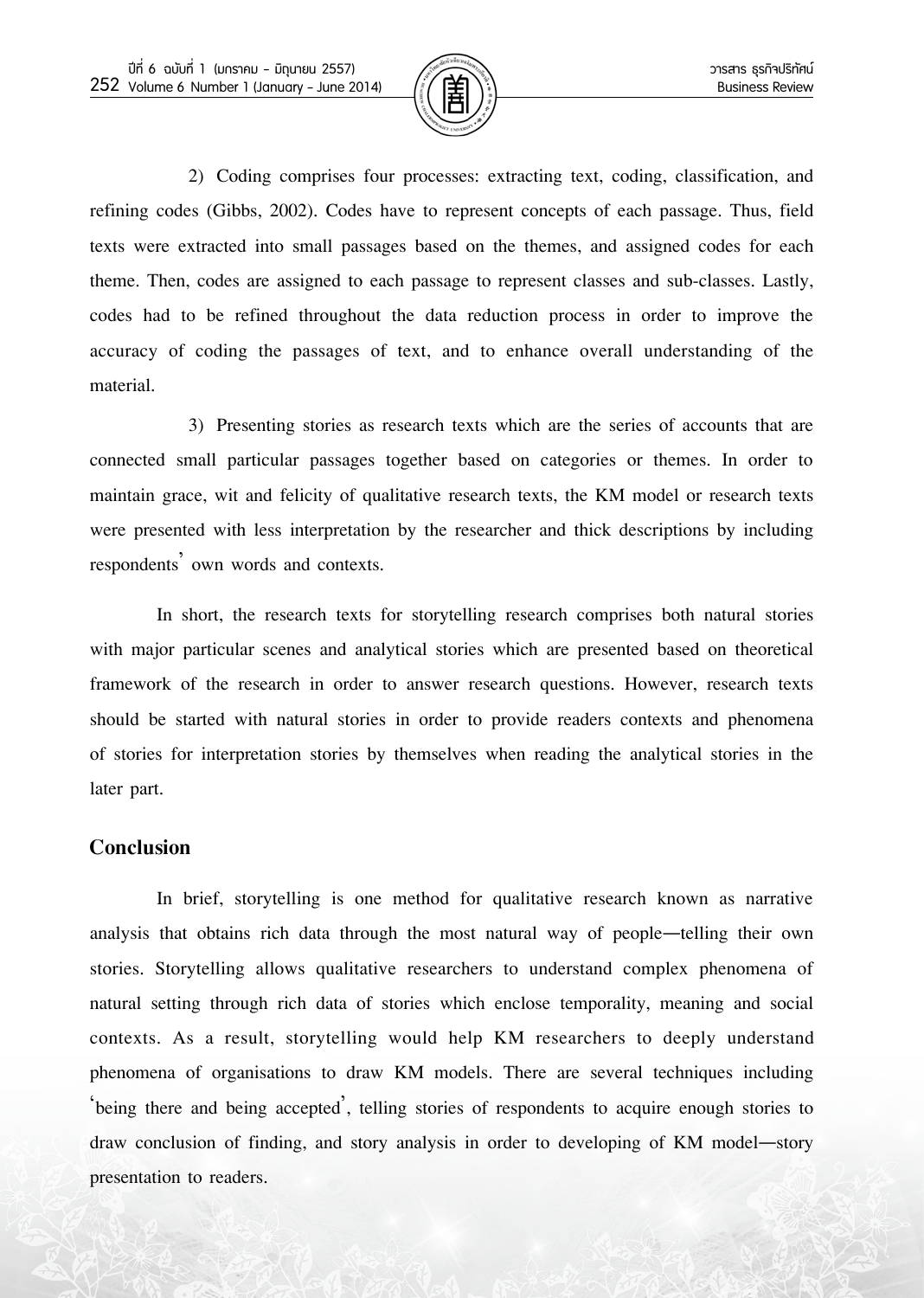2) Coding comprises four processes: extracting text, coding, classification, and refining codes (Gibbs, 2002). Codes have to represent concepts of each passage. Thus, field texts were extracted into small passages based on the themes, and assigned codes for each theme. Then, codes are assigned to each passage to represent classes and sub-classes. Lastly, codes had to be refined throughout the data reduction process in order to improve the accuracy of coding the passages of text, and to enhance overall understanding of the material.

3) Presenting stories as research texts which are the series of accounts that are connected small particular passages together based on categories or themes. In order to maintain grace, wit and felicity of qualitative research texts, the KM model or research texts were presented with less interpretation by the researcher and thick descriptions by including respondents' own words and contexts.

In short, the research texts for storytelling research comprises both natural stories with major particular scenes and analytical stories which are presented based on theoretical framework of the research in order to answer research questions. However, research texts should be started with natural stories in order to provide readers contexts and phenomena of stories for interpretation stories by themselves when reading the analytical stories in the later part.

## Conclusion

In brief, storytelling is one method for qualitative research known as narrative analysis that obtains rich data through the most natural way of people—telling their own stories. Storytelling allows qualitative researchers to understand complex phenomena of natural setting through rich data of stories which enclose temporality, meaning and social contexts. As a result, storytelling would help KM researchers to deeply understand phenomena of organisations to draw KM models. There are several techniques including 'being there and being accepted', telling stories of respondents to acquire enough stories to draw conclusion of finding, and story analysis in order to developing of KM model—story presentation to readers.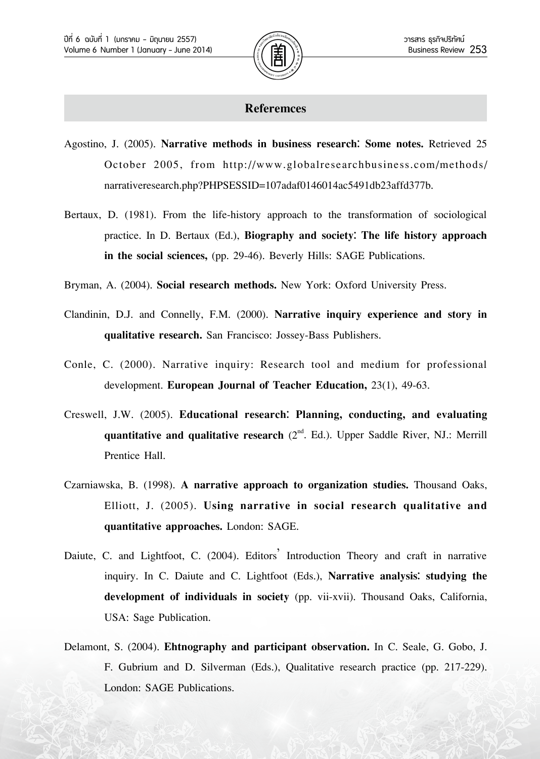## Referemces

Agostino, J. (2005). **Narrative methods in business research: Some notes.** Retrieved 25 October 2005, from http://www.globalresearchbusiness.com/methods/narrativeresearch.php?PHPSESSID=107adaf0146014ac5491db23affd377b.

Bertaux, D. (1981). From the life-history approach to the transformation of sociological practice. In D. Bertaux (Ed.), **Biography and society: The life history approach in the social sciences,** (pp. 29-46). Beverly Hills: SAGE Publications.

Bryman, A. (2004). **Social research methods.** New York: Oxford University Press.

Clandinin, D.J. and Connelly, F.M. (2000). **Narrative inquiry experience and story in qualitative research.** San Francisco: Jossey-Bass Publishers.

Conle, C. (2000). Narrative inquiry: Research tool and medium for professional development. **European Journal of Teacher Education,** 23(1), 49-63.

Creswell, J.W. (2005). **Educational research: Planning, conducting, and evaluating quantitative and qualitative research** (2nd. Ed.). Upper Saddle River, NJ.: Merrill Prentice Hall.

Czarniawska, B. (1998). **A narrative approach to organization studies.** Thousand Oaks, Elliott, J. (2005). **Using narrative in social research qualitative and quantitative approaches.** London: SAGE.

Daiute, C. and Lightfoot, C. (2004). Editors' Introduction Theory and craft in narrative inquiry. In C. Daiute and C. Lightfoot (Eds.), **Narrative analysis: studying the development of individuals in society** (pp. vii-xvii). Thousand Oaks, California, USA: Sage Publication.

Delamont, S. (2004). **Ehtnography and participant observation.** In C. Seale, G. Gobo, J. F. Gubrium and D. Silverman (Eds.), Qualitative research practice (pp. 217-229). London: SAGE Publications.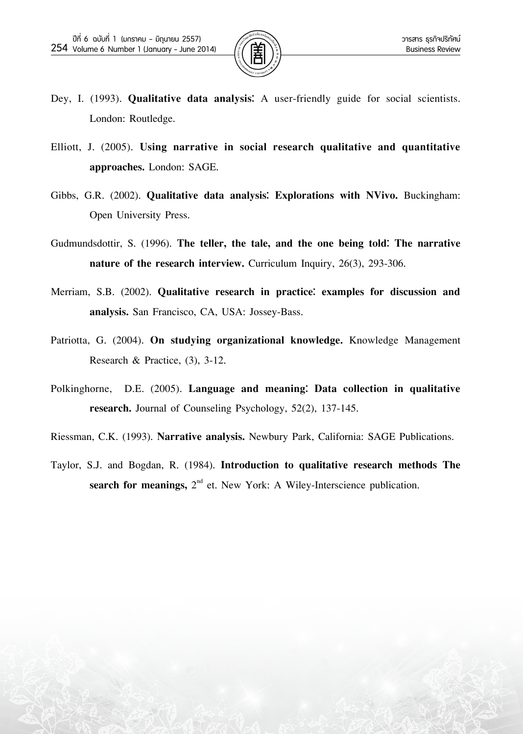Dey, I. (1993). **Qualitative data analysis: A user-friendly guide for social scientists.** London: Routledge.

Elliott, J. (2005). **Using narrative in social research qualitative and quantitative approaches.** London: SAGE.

Gibbs, G.R. (2002). **Qualitative data analysis: Explorations with NVivo.** Buckingham: Open University Press.

Gudmundsdottir, S. (1996). **The teller, the tale, and the one being told: The narrative nature of the research interview.** Curriculum Inquiry, 26(3), 293-306.

Merriam, S.B. (2002). **Qualitative research in practice: examples for discussion and analysis.** San Francisco, CA, USA: Jossey-Bass.

Patriotta, G. (2004). **On studying organizational knowledge.** Knowledge Management Research & Practice, (3), 3-12.

Polkinghorne, D.E. (2005). **Language and meaning: Data collection in qualitative research.** Journal of Counseling Psychology, 52(2), 137-145.

Riessman, C.K. (1993). **Narrative analysis.** Newbury Park, California: SAGE Publications.

Taylor, S.J. and Bogdan, R. (1984). **Introduction to qualitative research methods The search for meanings,** 2nd et. New York: A Wiley-Interscience publication.